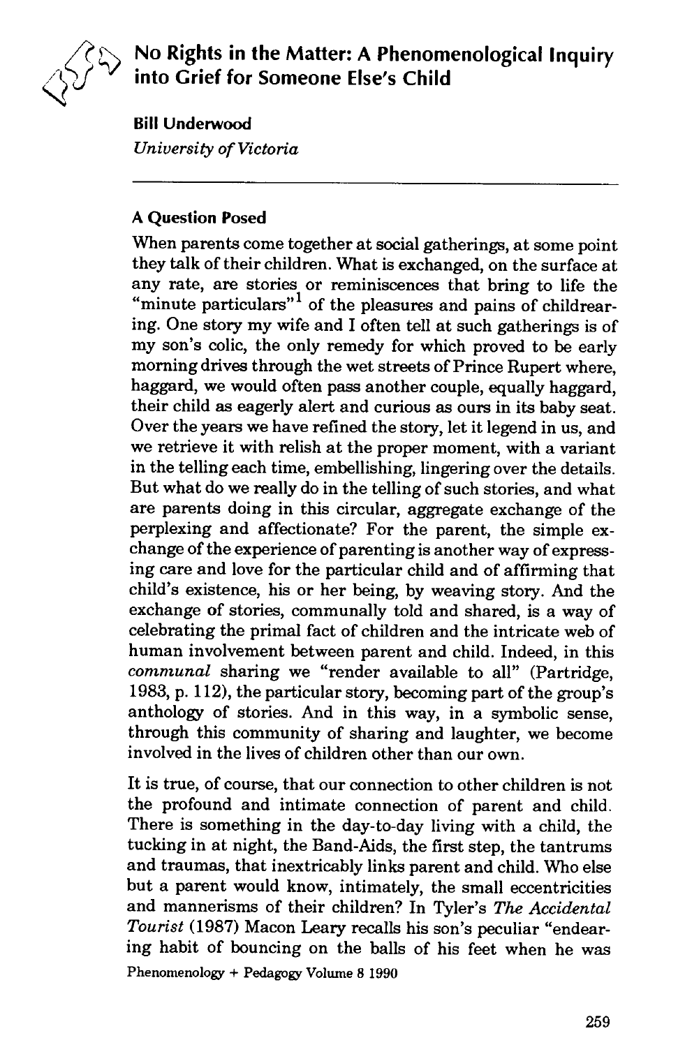# No Rights in the Matter: A Phenomenological Inquiry into Grief for Someone Else's Child

**Bill Underwood**
*University of Victoria*

## A Question Posed

When parents come together at social gatherings, at some point they talk of their children. What is exchanged, on the surface at any rate, are stories or reminiscences that bring to life the "minute particulars"[1] of the pleasures and pains of childrearing. One story my wife and I often tell at such gatherings is of my son's colic, the only remedy for which proved to be early morning drives through the wet streets of Prince Rupert where, haggard, we would often pass another couple, equally haggard, their child as eagerly alert and curious as ours in its baby seat. Over the years we have refined the story, let it legend in us, and we retrieve it with relish at the proper moment, with a variant in the telling each time, embellishing, lingering over the details. But what do we really do in the telling of such stories, and what are parents doing in this circular, aggregate exchange of the perplexing and affectionate? For the parent, the simple exchange of the experience of parenting is another way of expressing care and love for the particular child and of affirming that child's existence, his or her being, by weaving story. And the exchange of stories, communally told and shared, is a way of celebrating the primal fact of children and the intricate web of human involvement between parent and child. Indeed, in this *communal* sharing we "render available to all" (Partridge, 1983, p. 112), the particular story, becoming part of the group's anthology of stories. And in this way, in a symbolic sense, through this community of sharing and laughter, we become involved in the lives of children other than our own.

It is true, of course, that our connection to other children is not the profound and intimate connection of parent and child. There is something in the day-to-day living with a child, the tucking in at night, the Band-Aids, the first step, the tantrums and traumas, that inextricably links parent and child. Who else but a parent would know, intimately, the small eccentricities and mannerisms of their children? In Tyler's *The Accidental Tourist* (1987) Macon Leary recalls his son's peculiar "endearing habit of bouncing on the balls of his feet when he was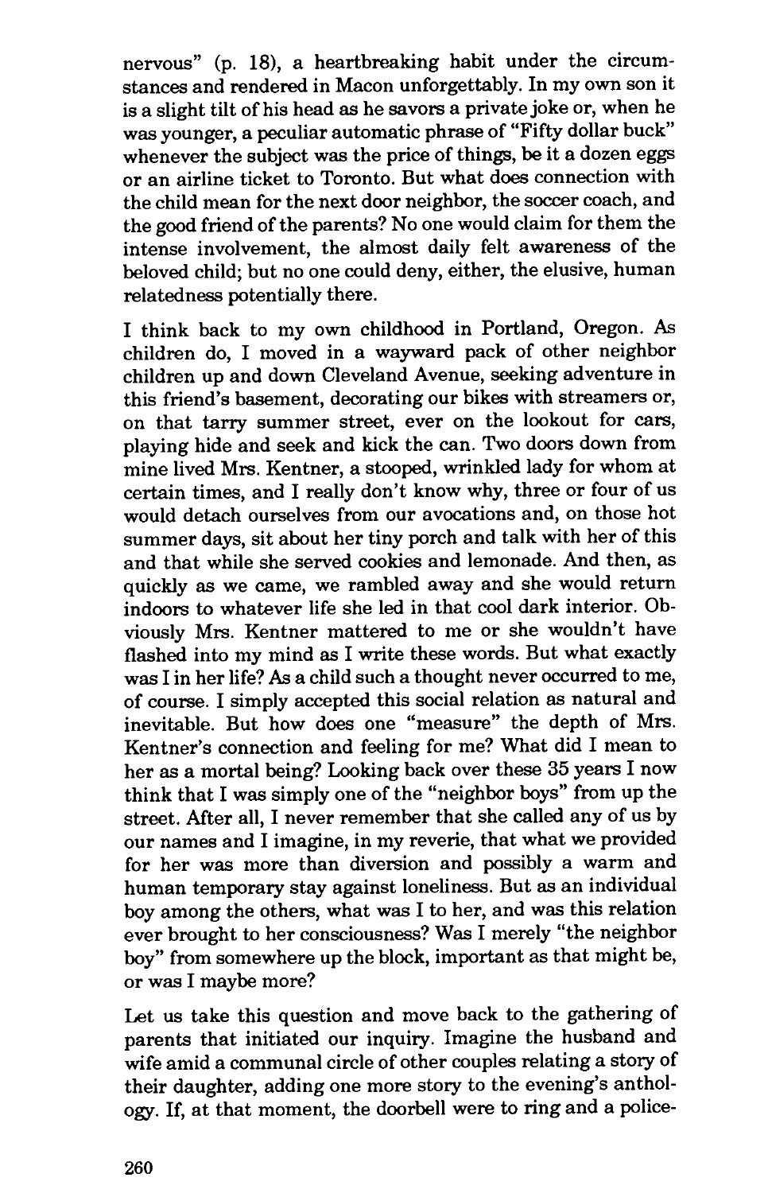nervous" (p. 18), a heartbreaking habit under the circumstances and rendered in Macon unforgettably. In my own son it is a slight tilt of his head as he savors a private joke or, when he was younger, a peculiar automatic phrase of "Fifty dollar buck" whenever the subject was the price of things, be it a dozen eggs or an airline ticket to Toronto. But what does connection with the child mean for the next door neighbor, the soccer coach, and the good friend of the parents? No one would claim for them the intense involvement, the almost daily felt awareness of the beloved child; but no one could deny, either, the elusive, human relatedness potentially there.

I think back to my own childhood in Portland, Oregon. As children do, I moved in a wayward pack of other neighbor children up and down Cleveland Avenue, seeking adventure in this friend's basement, decorating our bikes with streamers or, on that tarry summer street, ever on the lookout for cars, playing hide and seek and kick the can. Two doors down from mine lived Mrs. Kentner, a stooped, wrinkled lady for whom at certain times, and I really don't know why, three or four of us would detach ourselves from our avocations and, on those hot summer days, sit about her tiny porch and talk with her of this and that while she served cookies and lemonade. And then, as quickly as we came, we rambled away and she would return indoors to whatever life she led in that cool dark interior. Obviously Mrs. Kentner mattered to me or she wouldn't have flashed into my mind as I write these words. But what exactly was I in her life? As a child such a thought never occurred to me, of course. I simply accepted this social relation as natural and inevitable. But how does one "measure" the depth of Mrs. Kentner's connection and feeling for me? What did I mean to her as a mortal being? Looking back over these 35 years I now think that I was simply one of the "neighbor boys" from up the street. After all, I never remember that she called any of us by our names and I imagine, in my reverie, that what we provided for her was more than diversion and possibly a warm and human temporary stay against loneliness. But as an individual boy among the others, what was I to her, and was this relation ever brought to her consciousness? Was I merely "the neighbor boy" from somewhere up the block, important as that might be, or was I maybe more?

Let us take this question and move back to the gathering of parents that initiated our inquiry. Imagine the husband and wife amid a communal circle of other couples relating a story of their daughter, adding one more story to the evening's anthology. If, at that moment, the doorbell were to ring and a police-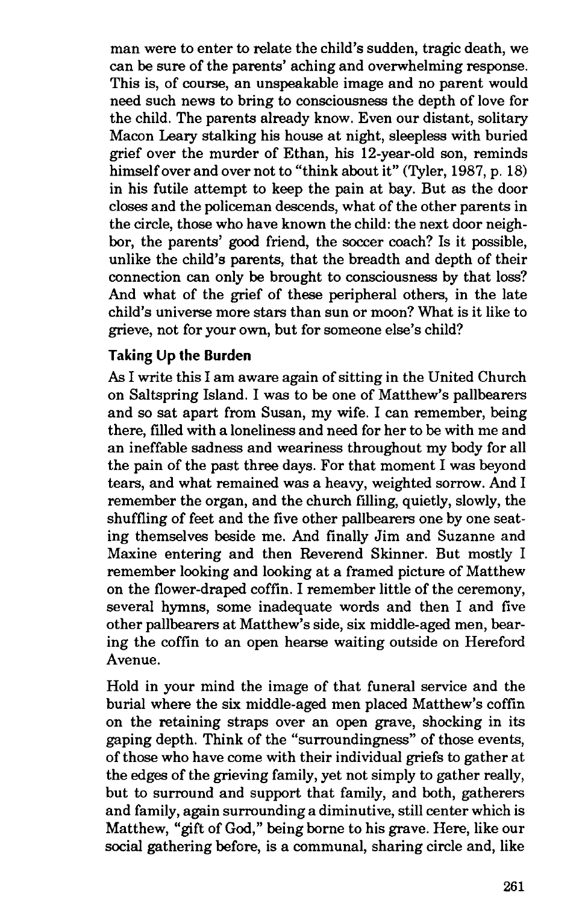man were to enter to relate the child's sudden, tragic death, we can be sure of the parents' aching and overwhelming response. This is, of course, an unspeakable image and no parent would need such news to bring to consciousness the depth of love for the child. The parents already know. Even our distant, solitary Macon Leary stalking his house at night, sleepless with buried grief over the murder of Ethan, his 12-year-old son, reminds himself over and over not to "think about it" (Tyler, 1987, p. 18) in his futile attempt to keep the pain at bay. But as the door closes and the policeman descends, what of the other parents in the circle, those who have known the child: the next door neighbor, the parents' good friend, the soccer coach? Is it possible, unlike the child's parents, that the breadth and depth of their connection can only be brought to consciousness by that loss? And what of the grief of these peripheral others, in the late child's universe more stars than sun or moon? What is it like to grieve, not for your own, but for someone else's child?

## Taking Up the Burden

As I write this I am aware again of sitting in the United Church on Saltspring Island. I was to be one of Matthew's pallbearers and so sat apart from Susan, my wife. I can remember, being there, filled with a loneliness and need for her to be with me and an ineffable sadness and weariness throughout my body for all the pain of the past three days. For that moment I was beyond tears, and what remained was a heavy, weighted sorrow. And I remember the organ, and the church filling, quietly, slowly, the shuffling of feet and the five other pallbearers one by one seating themselves beside me. And finally Jim and Suzanne and Maxine entering and then Reverend Skinner. But mostly I remember looking and looking at a framed picture of Matthew on the flower-draped coffin. I remember little of the ceremony, several hymns, some inadequate words and then I and five other pallbearers at Matthew's side, six middle-aged men, bearing the coffin to an open hearse waiting outside on Hereford Avenue.

Hold in your mind the image of that funeral service and the burial where the six middle-aged men placed Matthew's coffin on the retaining straps over an open grave, shocking in its gaping depth. Think of the "surroundingness" of those events, of those who have come with their individual griefs to gather at the edges of the grieving family, yet not simply to gather really, but to surround and support that family, and both, gatherers and family, again surrounding a diminutive, still center which is Matthew, "gift of God," being borne to his grave. Here, like our social gathering before, is a communal, sharing circle and, like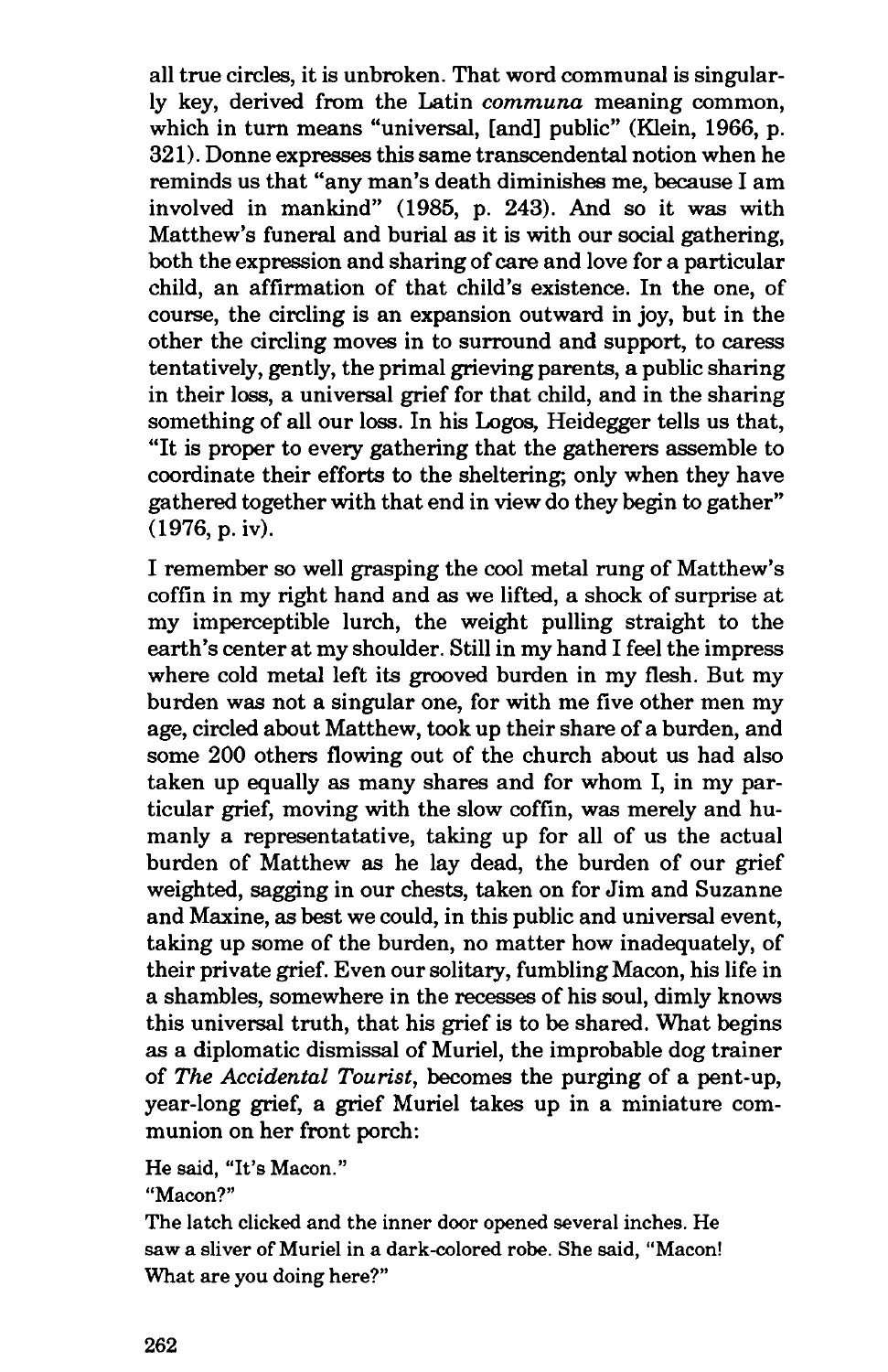all true circles, it is unbroken. That word communal is singularly key, derived from the Latin *communa* meaning common, which in turn means "universal, [and] public" (Klein, 1966, p. 321). Donne expresses this same transcendental notion when he reminds us that "any man's death diminishes me, because I am involved in mankind" (1985, p. 243). And so it was with Matthew's funeral and burial as it is with our social gathering, both the expression and sharing of care and love for a particular child, an affirmation of that child's existence. In the one, of course, the circling is an expansion outward in joy, but in the other the circling moves in to surround and support, to caress tentatively, gently, the primal grieving parents, a public sharing in their loss, a universal grief for that child, and in the sharing something of all our loss. In his Logos, Heidegger tells us that, "It is proper to every gathering that the gatherers assemble to coordinate their efforts to the sheltering; only when they have gathered together with that end in view do they begin to gather" (1976, p. iv).

I remember so well grasping the cool metal rung of Matthew's coffin in my right hand and as we lifted, a shock of surprise at my imperceptible lurch, the weight pulling straight to the earth's center at my shoulder. Still in my hand I feel the impress where cold metal left its grooved burden in my flesh. But my burden was not a singular one, for with me five other men my age, circled about Matthew, took up their share of a burden, and some 200 others flowing out of the church about us had also taken up equally as many shares and for whom I, in my particular grief, moving with the slow coffin, was merely and humanly a representatative, taking up for all of us the actual burden of Matthew as he lay dead, the burden of our grief weighted, sagging in our chests, taken on for Jim and Suzanne and Maxine, as best we could, in this public and universal event, taking up some of the burden, no matter how inadequately, of their private grief. Even our solitary, fumbling Macon, his life in a shambles, somewhere in the recesses of his soul, dimly knows this universal truth, that his grief is to be shared. What begins as a diplomatic dismissal of Muriel, the improbable dog trainer of *The Accidental Tourist*, becomes the purging of a pent-up, year-long grief, a grief Muriel takes up in a miniature communion on her front porch:

He said, "It's Macon."
"Macon?"
The latch clicked and the inner door opened several inches. He saw a sliver of Muriel in a dark-colored robe. She said, "Macon! What are you doing here?"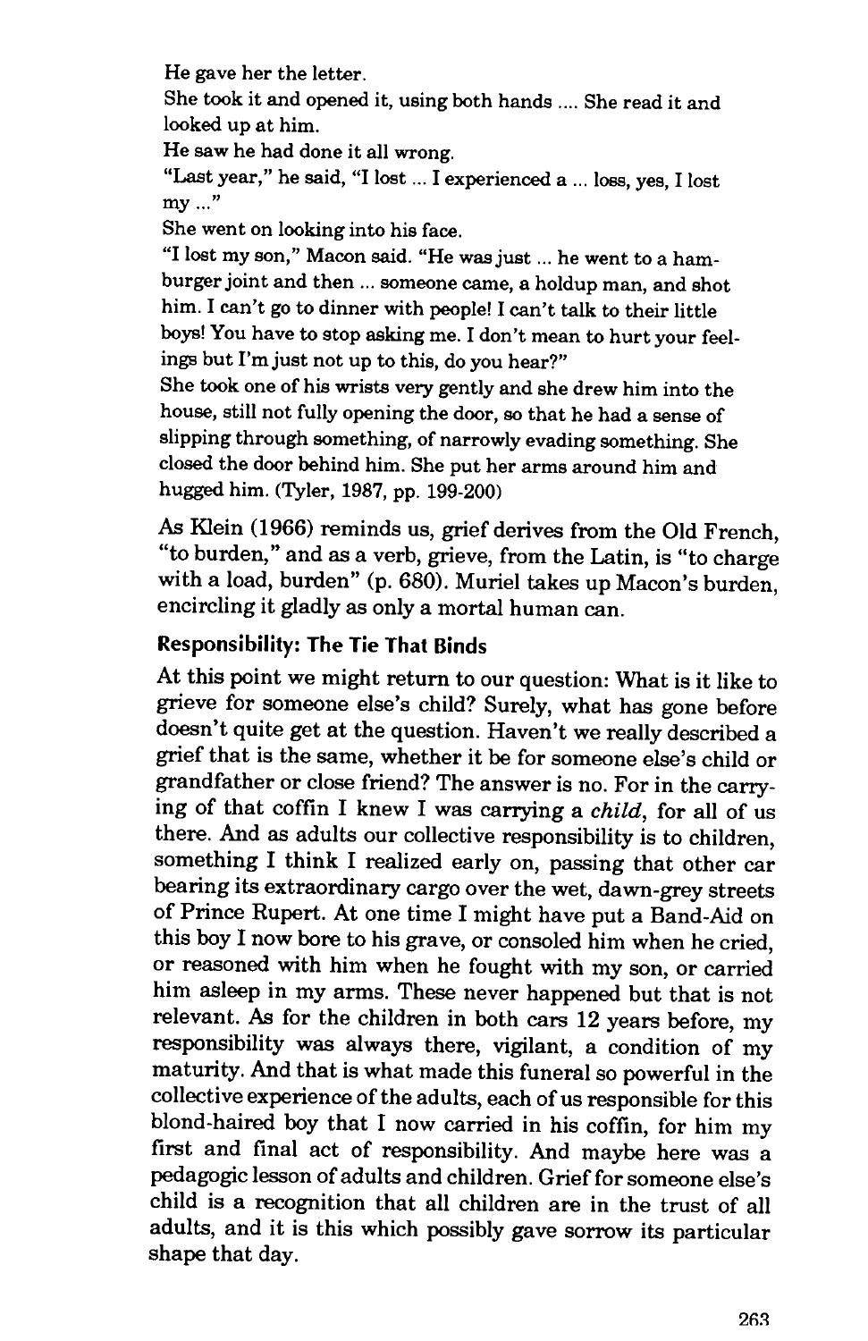He gave her the letter.

She took it and opened it, using both hands .... She read it and looked up at him.

He saw he had done it all wrong.

"Last year," he said, "I lost ... I experienced a ... loss, yes, I lost my ..."

She went on looking into his face.

"I lost my son," Macon said. "He was just ... he went to a hamburger joint and then ... someone came, a holdup man, and shot him. I can't go to dinner with people! I can't talk to their little boys! You have to stop asking me. I don't mean to hurt your feelings but I'm just not up to this, do you hear?"

She took one of his wrists very gently and she drew him into the house, still not fully opening the door, so that he had a sense of slipping through something, of narrowly evading something. She closed the door behind him. She put her arms around him and hugged him. (Tyler, 1987, pp. 199-200)

As Klein (1966) reminds us, grief derives from the Old French, "to burden," and as a verb, grieve, from the Latin, is "to charge with a load, burden" (p. 680). Muriel takes up Macon's burden, encircling it gladly as only a mortal human can.

## Responsibility: The Tie That Binds

At this point we might return to our question: What is it like to grieve for someone else's child? Surely, what has gone before doesn't quite get at the question. Haven't we really described a grief that is the same, whether it be for someone else's child or grandfather or close friend? The answer is no. For in the carrying of that coffin I knew I was carrying a *child*, for all of us there. And as adults our collective responsibility is to children, something I think I realized early on, passing that other car bearing its extraordinary cargo over the wet, dawn-grey streets of Prince Rupert. At one time I might have put a Band-Aid on this boy I now bore to his grave, or consoled him when he cried, or reasoned with him when he fought with my son, or carried him asleep in my arms. These never happened but that is not relevant. As for the children in both cars 12 years before, my responsibility was always there, vigilant, a condition of my maturity. And that is what made this funeral so powerful in the collective experience of the adults, each of us responsible for this blond-haired boy that I now carried in his coffin, for him my first and final act of responsibility. And maybe here was a pedagogic lesson of adults and children. Grief for someone else's child is a recognition that all children are in the trust of all adults, and it is this which possibly gave sorrow its particular shape that day.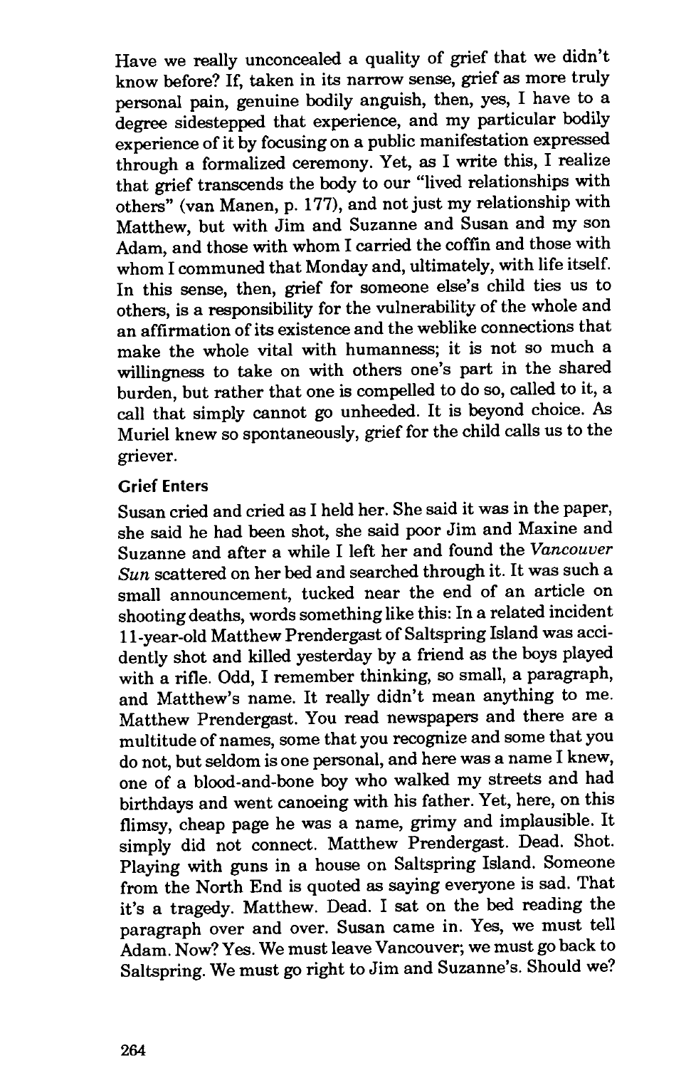Have we really unconcealed a quality of grief that we didn't know before? If, taken in its narrow sense, grief as more truly personal pain, genuine bodily anguish, then, yes, I have to a degree sidestepped that experience, and my particular bodily experience of it by focusing on a public manifestation expressed through a formalized ceremony. Yet, as I write this, I realize that grief transcends the body to our "lived relationships with others" (van Manen, p. 177), and not just my relationship with Matthew, but with Jim and Suzanne and Susan and my son Adam, and those with whom I carried the coffin and those with whom I communed that Monday and, ultimately, with life itself. In this sense, then, grief for someone else's child ties us to others, is a responsibility for the vulnerability of the whole and an affirmation of its existence and the weblike connections that make the whole vital with humanness; it is not so much a willingness to take on with others one's part in the shared burden, but rather that one is compelled to do so, called to it, a call that simply cannot go unheeded. It is beyond choice. As Muriel knew so spontaneously, grief for the child calls us to the griever.

### Grief Enters

Susan cried and cried as I held her. She said it was in the paper, she said he had been shot, she said poor Jim and Maxine and Suzanne and after a while I left her and found the *Vancouver Sun* scattered on her bed and searched through it. It was such a small announcement, tucked near the end of an article on shooting deaths, words something like this: In a related incident 11-year-old Matthew Prendergast of Saltspring Island was accidently shot and killed yesterday by a friend as the boys played with a rifle. Odd, I remember thinking, so small, a paragraph, and Matthew's name. It really didn't mean anything to me. Matthew Prendergast. You read newspapers and there are a multitude of names, some that you recognize and some that you do not, but seldom is one personal, and here was a name I knew, one of a blood-and-bone boy who walked my streets and had birthdays and went canoeing with his father. Yet, here, on this flimsy, cheap page he was a name, grimy and implausible. It simply did not connect. Matthew Prendergast. Dead. Shot. Playing with guns in a house on Saltspring Island. Someone from the North End is quoted as saying everyone is sad. That it's a tragedy. Matthew. Dead. I sat on the bed reading the paragraph over and over. Susan came in. Yes, we must tell Adam. Now? Yes. We must leave Vancouver; we must go back to Saltspring. We must go right to Jim and Suzanne's. Should we?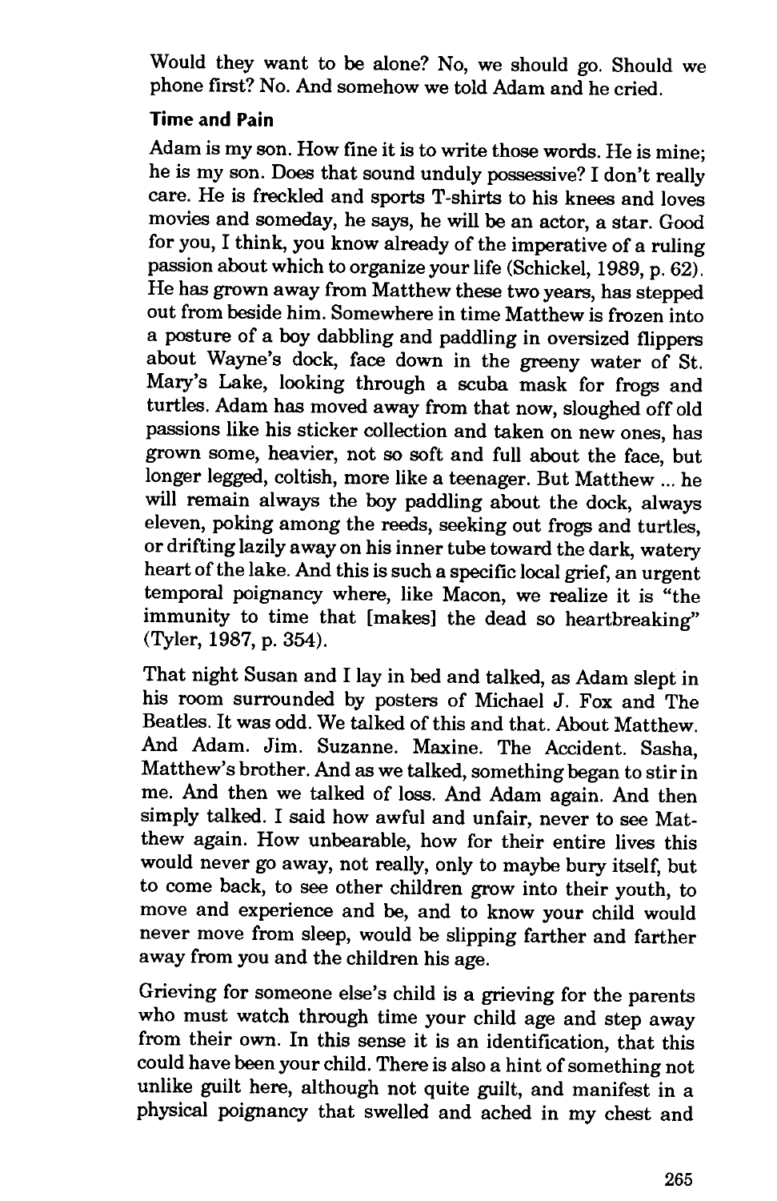Would they want to be alone? No, we should go. Should we phone first? No. And somehow we told Adam and he cried.

### Time and Pain

Adam is my son. How fine it is to write those words. He is mine; he is my son. Does that sound unduly possessive? I don't really care. He is freckled and sports T-shirts to his knees and loves movies and someday, he says, he will be an actor, a star. Good for you, I think, you know already of the imperative of a ruling passion about which to organize your life (Schickel, 1989, p. 62). He has grown away from Matthew these two years, has stepped out from beside him. Somewhere in time Matthew is frozen into a posture of a boy dabbling and paddling in oversized flippers about Wayne's dock, face down in the greeny water of St. Mary's Lake, looking through a scuba mask for frogs and turtles. Adam has moved away from that now, sloughed off old passions like his sticker collection and taken on new ones, has grown some, heavier, not so soft and full about the face, but longer legged, coltish, more like a teenager. But Matthew ... he will remain always the boy paddling about the dock, always eleven, poking among the reeds, seeking out frogs and turtles, or drifting lazily away on his inner tube toward the dark, watery heart of the lake. And this is such a specific local grief, an urgent temporal poignancy where, like Macon, we realize it is "the immunity to time that [makes] the dead so heartbreaking" (Tyler, 1987, p. 354).

That night Susan and I lay in bed and talked, as Adam slept in his room surrounded by posters of Michael J. Fox and The Beatles. It was odd. We talked of this and that. About Matthew. And Adam. Jim. Suzanne. Maxine. The Accident. Sasha, Matthew's brother. And as we talked, something began to stir in me. And then we talked of loss. And Adam again. And then simply talked. I said how awful and unfair, never to see Matthew again. How unbearable, how for their entire lives this would never go away, not really, only to maybe bury itself, but to come back, to see other children grow into their youth, to move and experience and be, and to know your child would never move from sleep, would be slipping farther and farther away from you and the children his age.

Grieving for someone else's child is a grieving for the parents who must watch through time your child age and step away from their own. In this sense it is an identification, that this could have been your child. There is also a hint of something not unlike guilt here, although not quite guilt, and manifest in a physical poignancy that swelled and ached in my chest and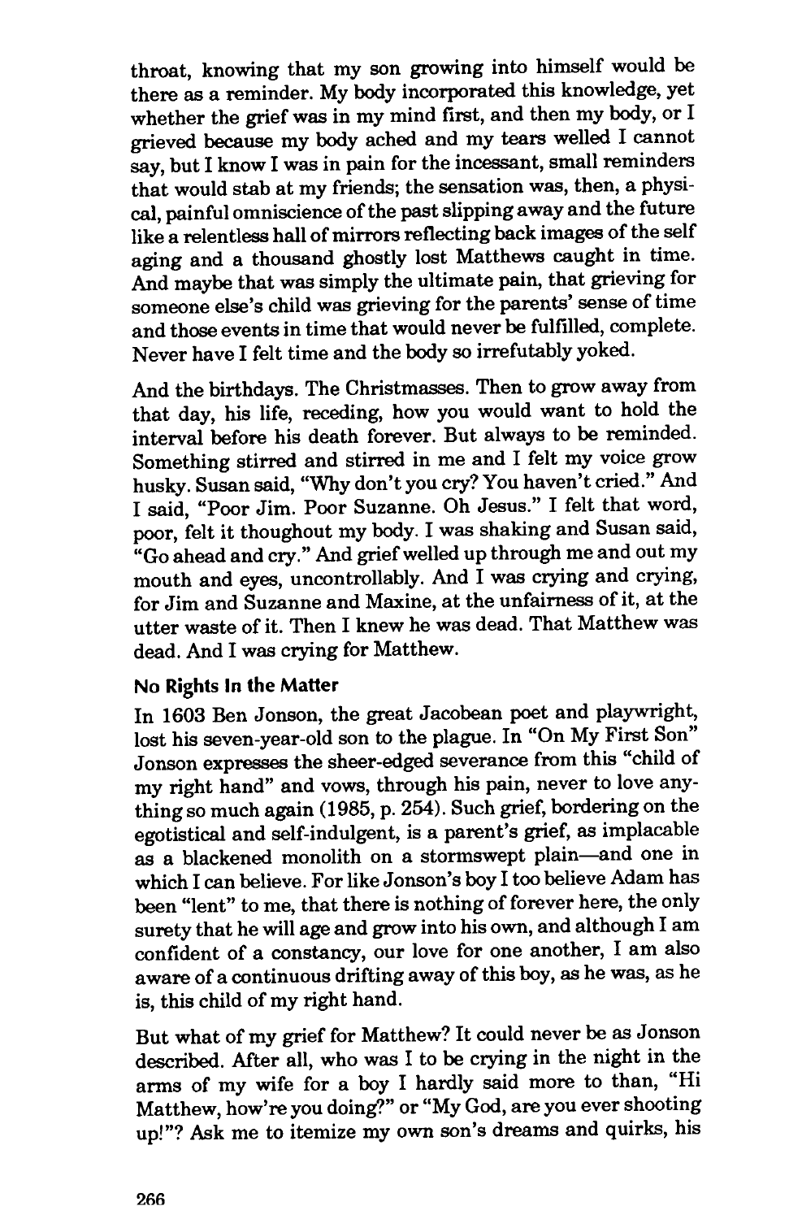throat, knowing that my son growing into himself would be there as a reminder. My body incorporated this knowledge, yet whether the grief was in my mind first, and then my body, or I grieved because my body ached and my tears welled I cannot say, but I know I was in pain for the incessant, small reminders that would stab at my friends; the sensation was, then, a physical, painful omniscience of the past slipping away and the future like a relentless hall of mirrors reflecting back images of the self aging and a thousand ghostly lost Matthews caught in time. And maybe that was simply the ultimate pain, that grieving for someone else's child was grieving for the parents' sense of time and those events in time that would never be fulfilled, complete. Never have I felt time and the body so irrefutably yoked.

And the birthdays. The Christmasses. Then to grow away from that day, his life, receding, how you would want to hold the interval before his death forever. But always to be reminded. Something stirred and stirred in me and I felt my voice grow husky. Susan said, "Why don't you cry? You haven't cried." And I said, "Poor Jim. Poor Suzanne. Oh Jesus." I felt that word, poor, felt it thoughout my body. I was shaking and Susan said, "Go ahead and cry." And grief welled up through me and out my mouth and eyes, uncontrollably. And I was crying and crying, for Jim and Suzanne and Maxine, at the unfairness of it, at the utter waste of it. Then I knew he was dead. That Matthew was dead. And I was crying for Matthew.

### No Rights In the Matter

In 1603 Ben Jonson, the great Jacobean poet and playwright, lost his seven-year-old son to the plague. In "On My First Son" Jonson expresses the sheer-edged severance from this "child of my right hand" and vows, through his pain, never to love anything so much again (1985, p. 254). Such grief, bordering on the egotistical and self-indulgent, is a parent's grief, as implacable as a blackened monolith on a stormswept plain—and one in which I can believe. For like Jonson's boy I too believe Adam has been "lent" to me, that there is nothing of forever here, the only surety that he will age and grow into his own, and although I am confident of a constancy, our love for one another, I am also aware of a continuous drifting away of this boy, as he was, as he is, this child of my right hand.

But what of my grief for Matthew? It could never be as Jonson described. After all, who was I to be crying in the night in the arms of my wife for a boy I hardly said more to than, "Hi Matthew, how're you doing?" or "My God, are you ever shooting up!"? Ask me to itemize my own son's dreams and quirks, his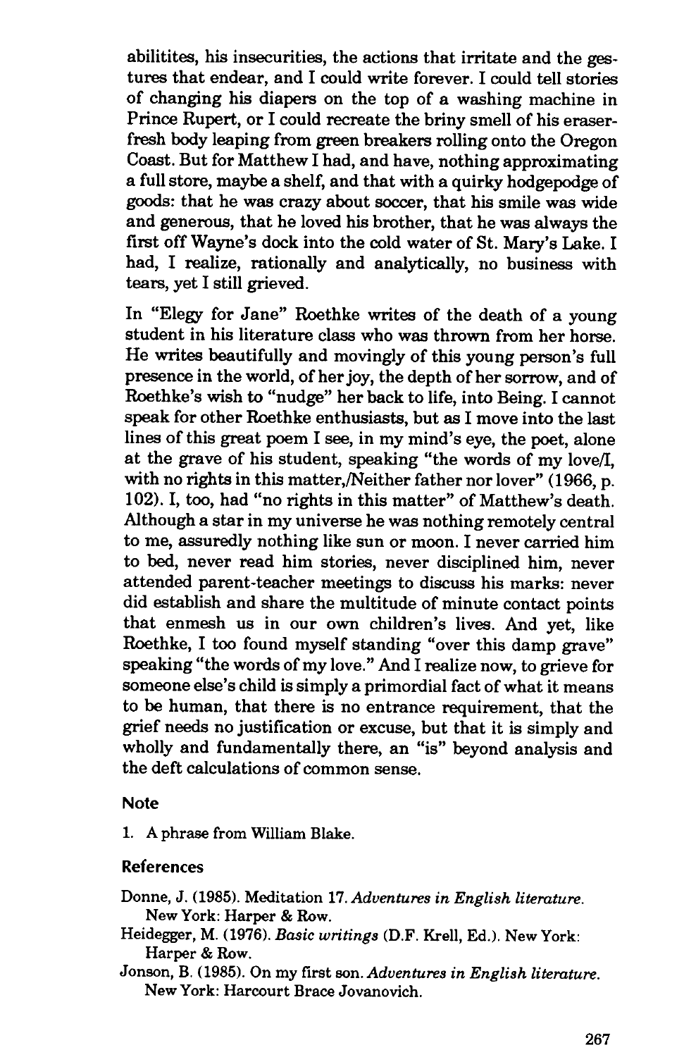abilitites, his insecurities, the actions that irritate and the gestures that endear, and I could write forever. I could tell stories of changing his diapers on the top of a washing machine in Prince Rupert, or I could recreate the briny smell of his eraser-fresh body leaping from green breakers rolling onto the Oregon Coast. But for Matthew I had, and have, nothing approximating a full store, maybe a shelf, and that with a quirky hodgepodge of goods: that he was crazy about soccer, that his smile was wide and generous, that he loved his brother, that he was always the first off Wayne's dock into the cold water of St. Mary's Lake. I had, I realize, rationally and analytically, no business with tears, yet I still grieved.

In "Elegy for Jane" Roethke writes of the death of a young student in his literature class who was thrown from her horse. He writes beautifully and movingly of this young person's full presence in the world, of her joy, the depth of her sorrow, and of Roethke's wish to "nudge" her back to life, into Being. I cannot speak for other Roethke enthusiasts, but as I move into the last lines of this great poem I see, in my mind's eye, the poet, alone at the grave of his student, speaking "the words of my love/I, with no rights in this matter,/Neither father nor lover" (1966, p. 102). I, too, had "no rights in this matter" of Matthew's death. Although a star in my universe he was nothing remotely central to me, assuredly nothing like sun or moon. I never carried him to bed, never read him stories, never disciplined him, never attended parent-teacher meetings to discuss his marks: never did establish and share the multitude of minute contact points that enmesh us in our own children's lives. And yet, like Roethke, I too found myself standing "over this damp grave" speaking "the words of my love." And I realize now, to grieve for someone else's child is simply a primordial fact of what it means to be human, that there is no entrance requirement, that the grief needs no justification or excuse, but that it is simply and wholly and fundamentally there, an "is" beyond analysis and the deft calculations of common sense.

## Note

1. A phrase from William Blake.

## References

Donne, J. (1985). Meditation 17. *Adventures in English literature.* New York: Harper & Row.

Heidegger, M. (1976). *Basic writings* (D.F. Krell, Ed.). New York: Harper & Row.

Jonson, B. (1985). On my first son. *Adventures in English literature.* New York: Harcourt Brace Jovanovich.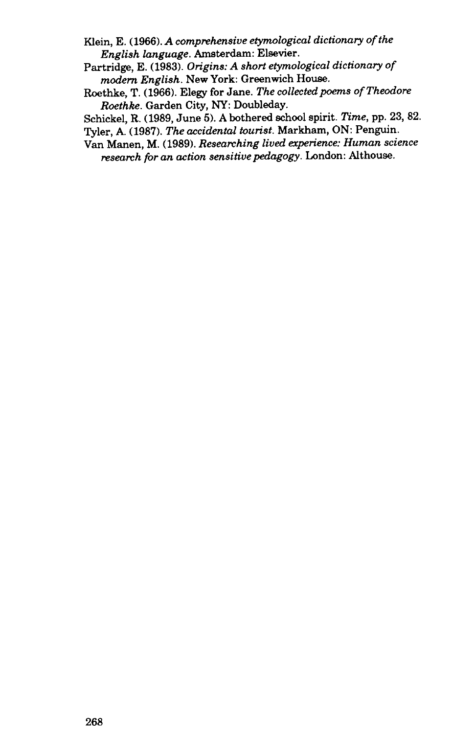Klein, E. (1966). *A comprehensive etymological dictionary of the English language*. Amsterdam: Elsevier.

Partridge, E. (1983). *Origins: A short etymological dictionary of modern English*. New York: Greenwich House.

Roethke, T. (1966). Elegy for Jane. *The collected poems of Theodore Roethke*. Garden City, NY: Doubleday.

Schickel, R. (1989, June 5). A bothered school spirit. *Time*, pp. 23, 82.

Tyler, A. (1987). *The accidental tourist*. Markham, ON: Penguin.

Van Manen, M. (1989). *Researching lived experience: Human science research for an action sensitive pedagogy*. London: Althouse.